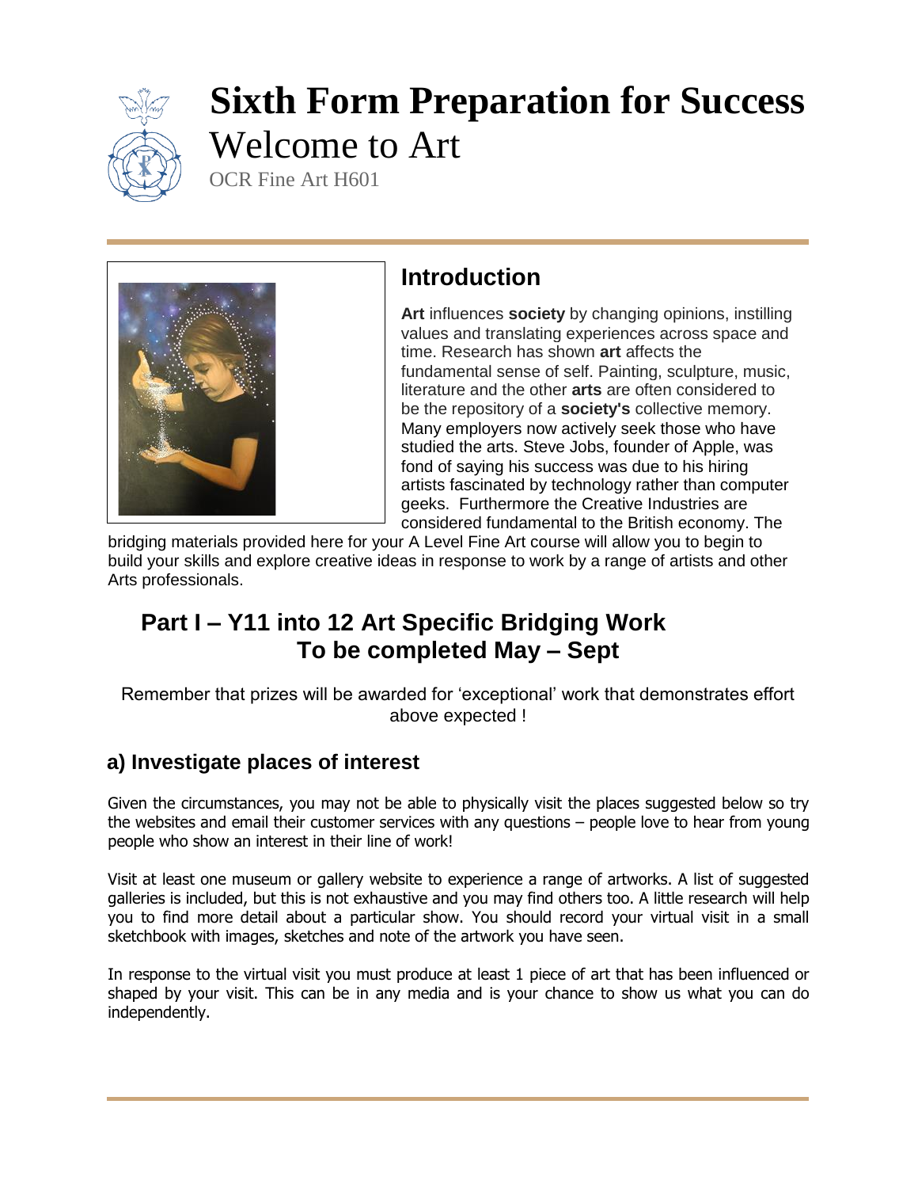# Sixth Form Preparation for Success

Welcome to Art

OCR Fine Art H601

## Introduction

**Art** influences **society** by changing opinions, instilling values and translating experiences across space and time. Research has shown **art** affects the fundamental sense of self. Painting, sculpture, music, literature and the other **arts** are often considered to be the repository of a **society's** collective memory. Many employers now actively seek those who have studied the arts. Steve Jobs, founder of Apple, was fond of saying his success was due to his hiring artists fascinated by technology rather than computer geeks. Furthermore the Creative Industries are considered fundamental to the British economy. The bridging materials provided here for your A Level Fine Art course will allow you to begin to build your skills and explore creative ideas in response to work by a range of artists and other Arts professionals.

## Part I – Y11 into 12 Art Specific Bridging Work
## To be completed May – Sept

Remember that prizes will be awarded for 'exceptional' work that demonstrates effort above expected !

### a) Investigate places of interest

Given the circumstances, you may not be able to physically visit the places suggested below so try the websites and email their customer services with any questions – people love to hear from young people who show an interest in their line of work!

Visit at least one museum or gallery website to experience a range of artworks. A list of suggested galleries is included, but this is not exhaustive and you may find others too. A little research will help you to find more detail about a particular show. You should record your virtual visit in a small sketchbook with images, sketches and note of the artwork you have seen.

In response to the virtual visit you must produce at least 1 piece of art that has been influenced or shaped by your visit. This can be in any media and is your chance to show us what you can do independently.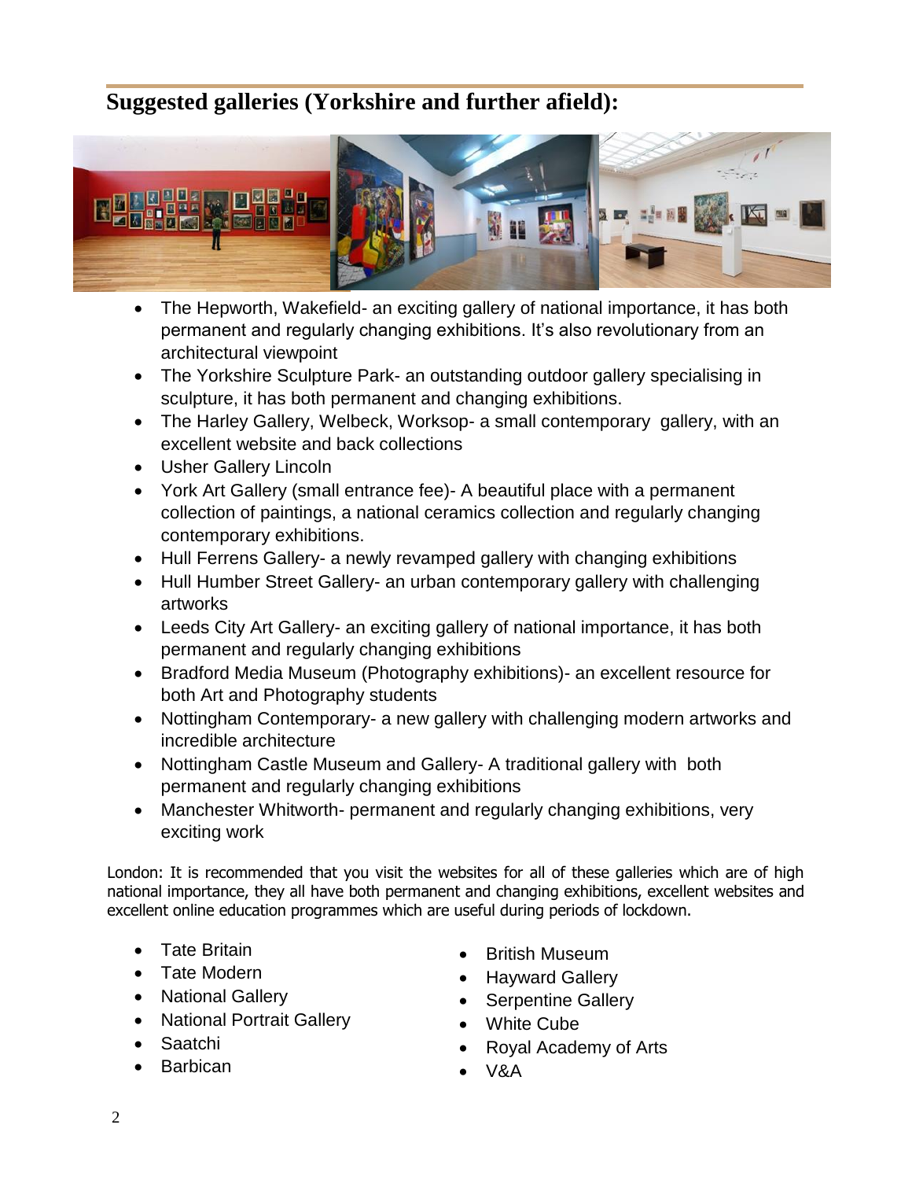## Suggested galleries (Yorkshire and further afield):

- The Hepworth, Wakefield- an exciting gallery of national importance, it has both permanent and regularly changing exhibitions. It's also revolutionary from an architectural viewpoint
- The Yorkshire Sculpture Park- an outstanding outdoor gallery specialising in sculpture, it has both permanent and changing exhibitions.
- The Harley Gallery, Welbeck, Worksop- a small contemporary gallery, with an excellent website and back collections
- Usher Gallery Lincoln
- York Art Gallery (small entrance fee)- A beautiful place with a permanent collection of paintings, a national ceramics collection and regularly changing contemporary exhibitions.
- Hull Ferrens Gallery- a newly revamped gallery with changing exhibitions
- Hull Humber Street Gallery- an urban contemporary gallery with challenging artworks
- Leeds City Art Gallery- an exciting gallery of national importance, it has both permanent and regularly changing exhibitions
- Bradford Media Museum (Photography exhibitions)- an excellent resource for both Art and Photography students
- Nottingham Contemporary- a new gallery with challenging modern artworks and incredible architecture
- Nottingham Castle Museum and Gallery- A traditional gallery with both permanent and regularly changing exhibitions
- Manchester Whitworth- permanent and regularly changing exhibitions, very exciting work

London: It is recommended that you visit the websites for all of these galleries which are of high national importance, they all have both permanent and changing exhibitions, excellent websites and excellent online education programmes which are useful during periods of lockdown.

- Tate Britain
- Tate Modern
- National Gallery
- National Portrait Gallery
- Saatchi
- Barbican
- British Museum
- Hayward Gallery
- Serpentine Gallery
- White Cube
- Royal Academy of Arts
- V&A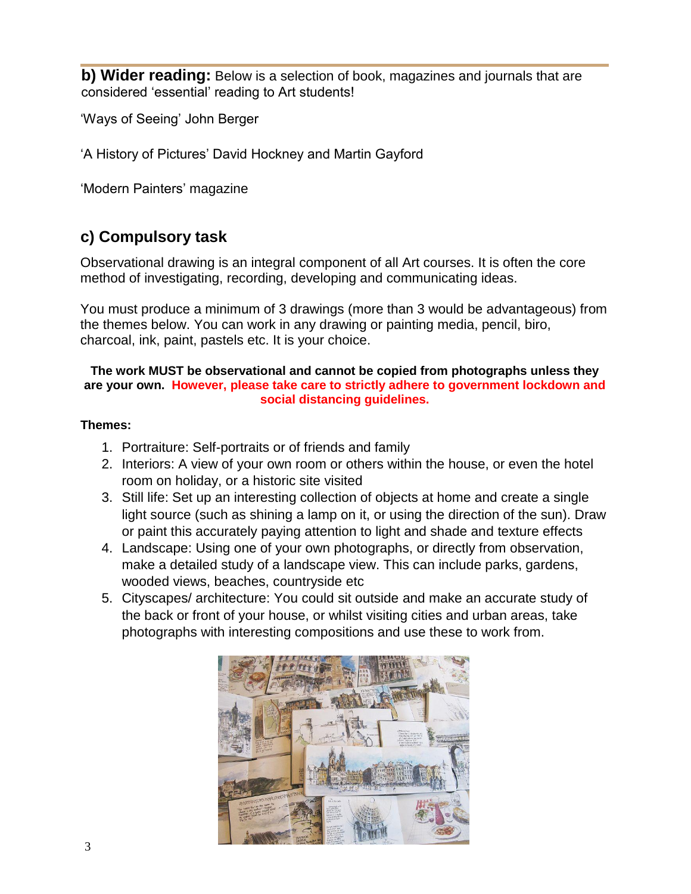**b) Wider reading:** Below is a selection of book, magazines and journals that are considered 'essential' reading to Art students!

'Ways of Seeing' John Berger

'A History of Pictures' David Hockney and Martin Gayford

'Modern Painters' magazine

## c) Compulsory task

Observational drawing is an integral component of all Art courses. It is often the core method of investigating, recording, developing and communicating ideas.

You must produce a minimum of 3 drawings (more than 3 would be advantageous) from the themes below. You can work in any drawing or painting media, pencil, biro, charcoal, ink, paint, pastels etc. It is your choice.

**The work MUST be observational and cannot be copied from photographs unless they are your own. However, please take care to strictly adhere to government lockdown and social distancing guidelines.**

**Themes:**

1. Portraiture: Self-portraits or of friends and family
2. Interiors: A view of your own room or others within the house, or even the hotel room on holiday, or a historic site visited
3. Still life: Set up an interesting collection of objects at home and create a single light source (such as shining a lamp on it, or using the direction of the sun). Draw or paint this accurately paying attention to light and shade and texture effects
4. Landscape: Using one of your own photographs, or directly from observation, make a detailed study of a landscape view. This can include parks, gardens, wooded views, beaches, countryside etc
5. Cityscapes/ architecture: You could sit outside and make an accurate study of the back or front of your house, or whilst visiting cities and urban areas, take photographs with interesting compositions and use these to work from.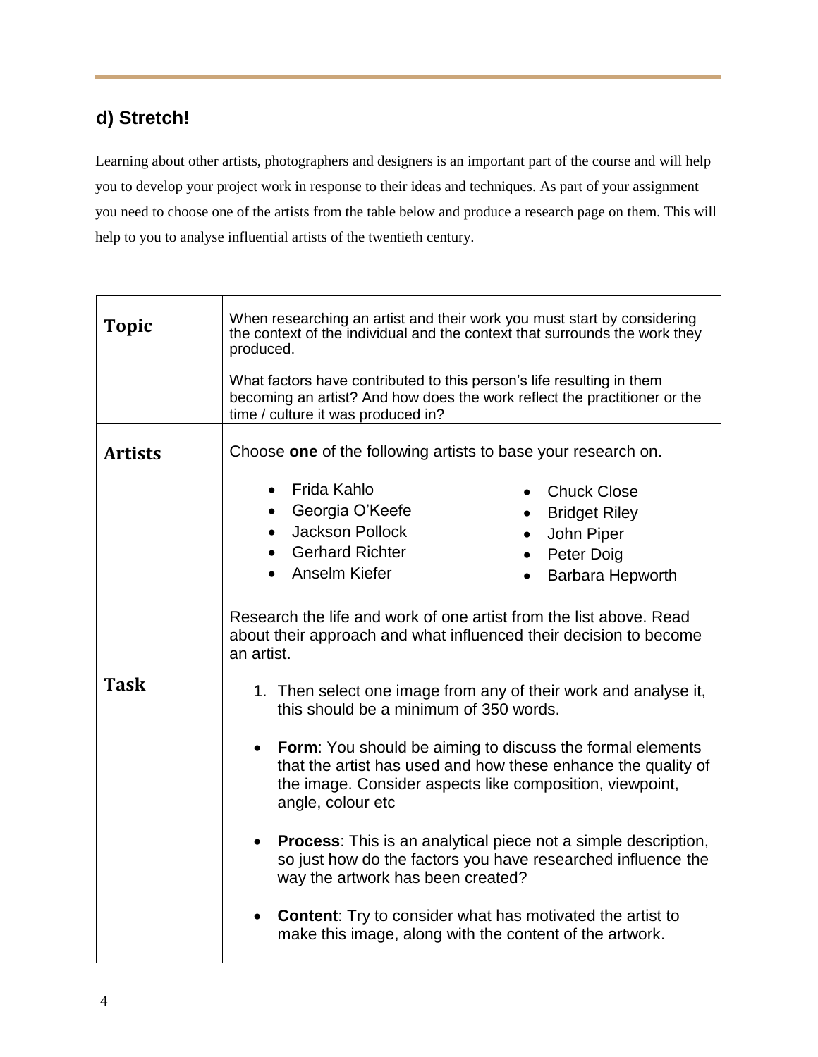## d) Stretch!

Learning about other artists, photographers and designers is an important part of the course and will help you to develop your project work in response to their ideas and techniques. As part of your assignment you need to choose one of the artists from the table below and produce a research page on them. This will help to you to analyse influential artists of the twentieth century.

| | |
|---|---|
| **Topic** | When researching an artist and their work you must start by considering the context of the individual and the context that surrounds the work they produced.<br><br>What factors have contributed to this person's life resulting in them becoming an artist? And how does the work reflect the practitioner or the time / culture it was produced in? |
| **Artists** | Choose **one** of the following artists to base your research on.<br><br>• Frida Kahlo<br>• Georgia O'Keefe<br>• Jackson Pollock<br>• Gerhard Richter<br>• Anselm Kiefer<br>• Chuck Close<br>• Bridget Riley<br>• John Piper<br>• Peter Doig<br>• Barbara Hepworth |
| **Task** | Research the life and work of one artist from the list above. Read about their approach and what influenced their decision to become an artist.<br><br>1. Then select one image from any of their work and analyse it, this should be a minimum of 350 words.<br><br>• **Form**: You should be aiming to discuss the formal elements that the artist has used and how these enhance the quality of the image. Consider aspects like composition, viewpoint, angle, colour etc<br><br>• **Process**: This is an analytical piece not a simple description, so just how do the factors you have researched influence the way the artwork has been created?<br><br>• **Content**: Try to consider what has motivated the artist to make this image, along with the content of the artwork. |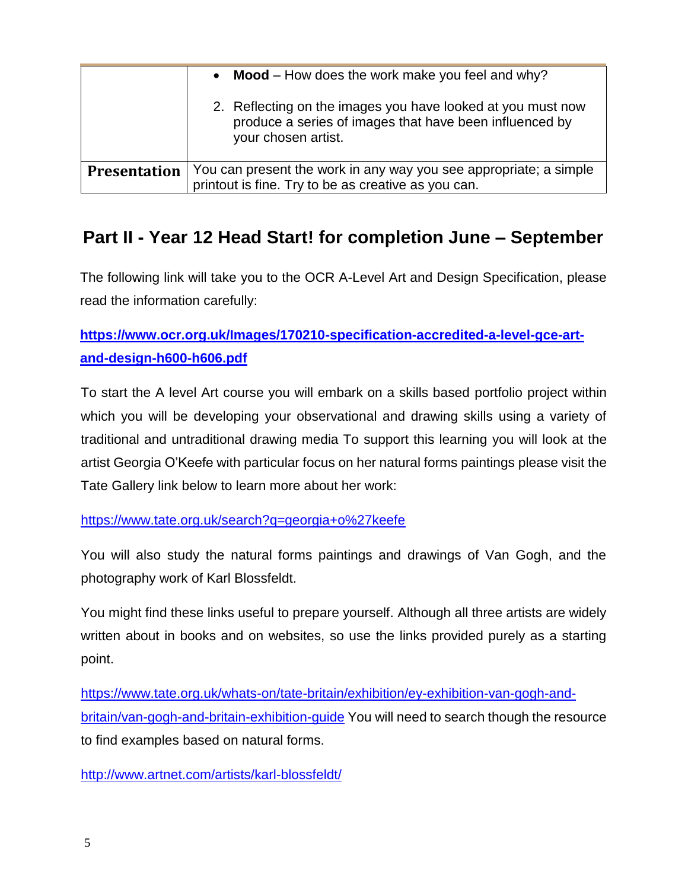| | |
|---|---|
| | • **Mood** – How does the work make you feel and why?<br><br>2. Reflecting on the images you have looked at you must now produce a series of images that have been influenced by your chosen artist. |
| **Presentation** | You can present the work in any way you see appropriate; a simple printout is fine. Try to be as creative as you can. |

## Part II - Year 12 Head Start! for completion June – September

The following link will take you to the OCR A-Level Art and Design Specification, please read the information carefully:

**https://www.ocr.org.uk/Images/170210-specification-accredited-a-level-gce-art-and-design-h600-h606.pdf**

To start the A level Art course you will embark on a skills based portfolio project within which you will be developing your observational and drawing skills using a variety of traditional and untraditional drawing media To support this learning you will look at the artist Georgia O'Keefe with particular focus on her natural forms paintings please visit the Tate Gallery link below to learn more about her work:

https://www.tate.org.uk/search?q=georgia+o%27keefe

You will also study the natural forms paintings and drawings of Van Gogh, and the photography work of Karl Blossfeldt.

You might find these links useful to prepare yourself. Although all three artists are widely written about in books and on websites, so use the links provided purely as a starting point.

https://www.tate.org.uk/whats-on/tate-britain/exhibition/ey-exhibition-van-gogh-and-britain/van-gogh-and-britain-exhibition-guide You will need to search though the resource to find examples based on natural forms.

http://www.artnet.com/artists/karl-blossfeldt/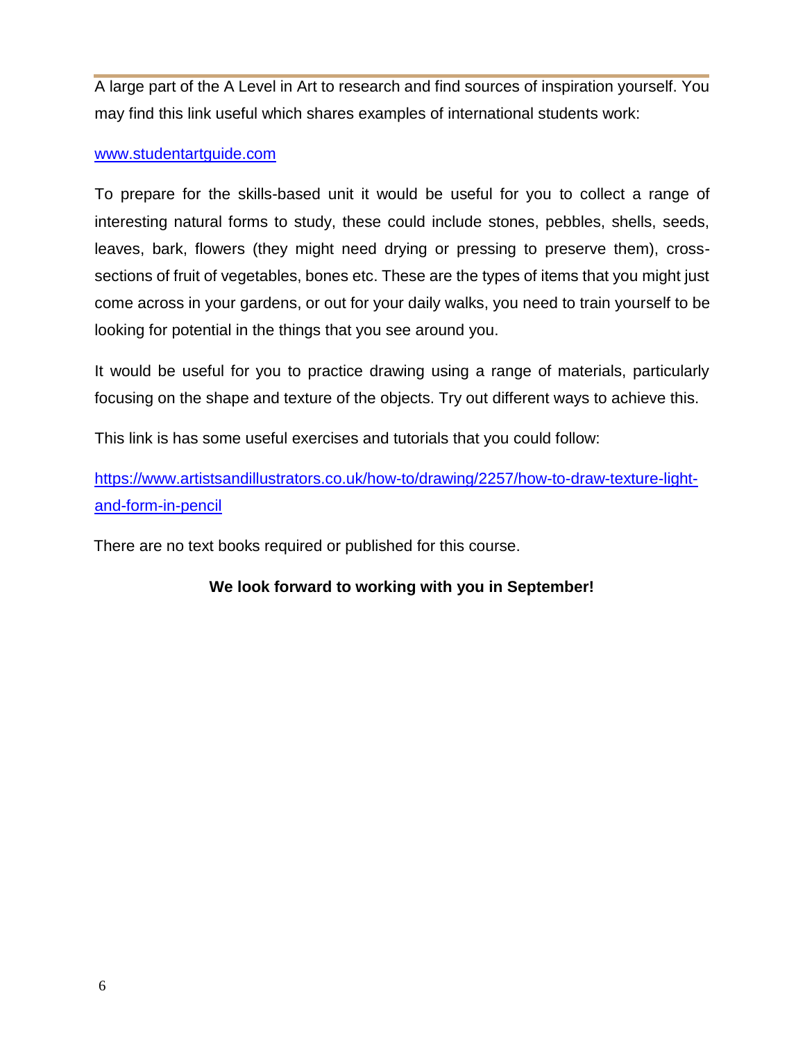A large part of the A Level in Art to research and find sources of inspiration yourself. You may find this link useful which shares examples of international students work:

[www.studentartguide.com](http://www.studentartguide.com)

To prepare for the skills-based unit it would be useful for you to collect a range of interesting natural forms to study, these could include stones, pebbles, shells, seeds, leaves, bark, flowers (they might need drying or pressing to preserve them), cross-sections of fruit of vegetables, bones etc. These are the types of items that you might just come across in your gardens, or out for your daily walks, you need to train yourself to be looking for potential in the things that you see around you.

It would be useful for you to practice drawing using a range of materials, particularly focusing on the shape and texture of the objects. Try out different ways to achieve this.

This link is has some useful exercises and tutorials that you could follow:

[https://www.artistsandillustrators.co.uk/how-to/drawing/2257/how-to-draw-texture-light-and-form-in-pencil](https://www.artistsandillustrators.co.uk/how-to/drawing/2257/how-to-draw-texture-light-and-form-in-pencil)

There are no text books required or published for this course.

**We look forward to working with you in September!**